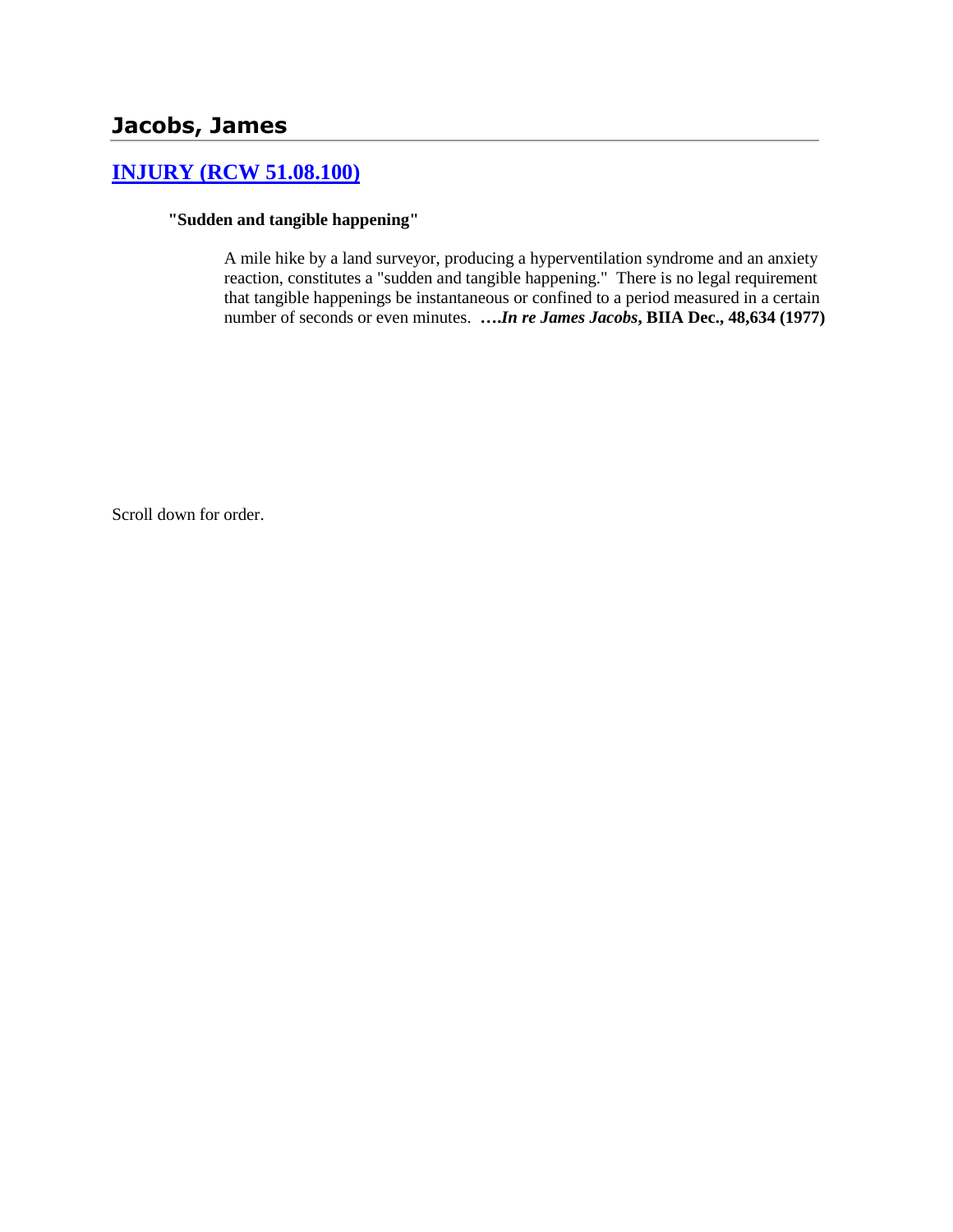# Jacobs, James

## [INJURY (RCW 51.08.100)]()

**"Sudden and tangible happening"**

A mile hike by a land surveyor, producing a hyperventilation syndrome and an anxiety reaction, constitutes a "sudden and tangible happening." There is no legal requirement that tangible happenings be instantaneous or confined to a period measured in a certain number of seconds or even minutes. ***….In re James Jacobs*, BIIA Dec., 48,634 (1977)**

Scroll down for order.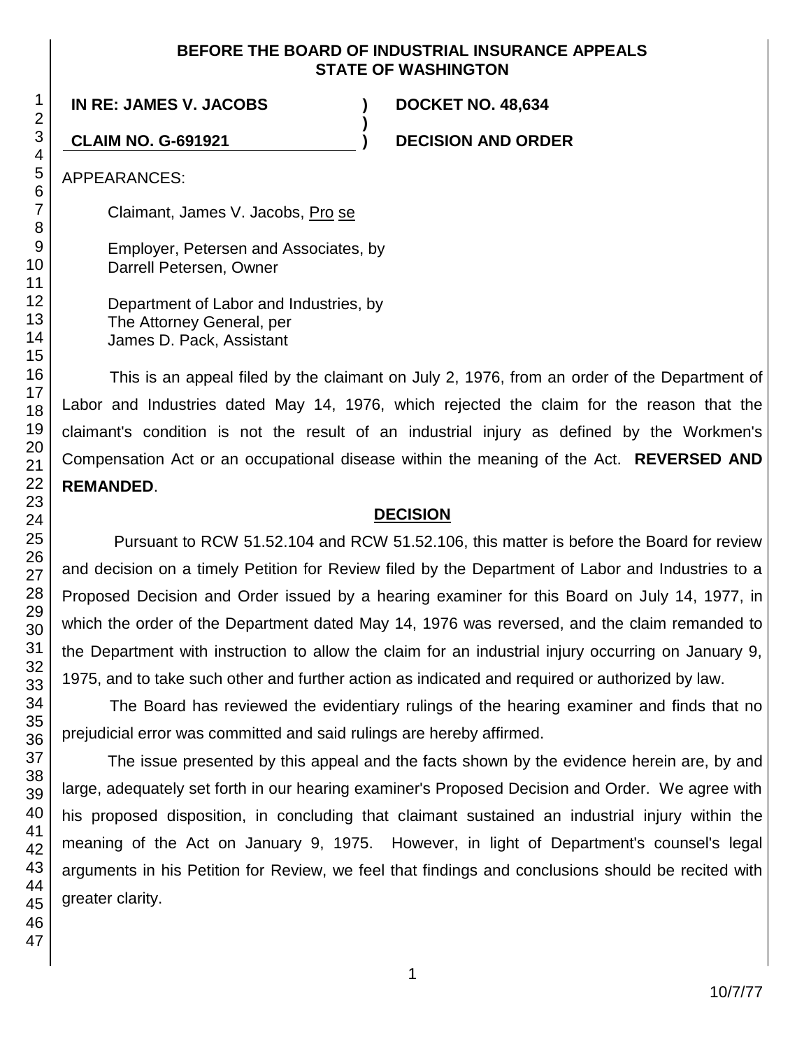**BEFORE THE BOARD OF INDUSTRIAL INSURANCE APPEALS**
**STATE OF WASHINGTON**

| | | |
|---|---|---|
| **IN RE: JAMES V. JACOBS** | **)** | **DOCKET NO. 48,634** |
| | **)** | |
| **CLAIM NO. G-691921** | **)** | **DECISION AND ORDER** |

APPEARANCES:

Claimant, James V. Jacobs, Pro se

Employer, Petersen and Associates, by
Darrell Petersen, Owner

Department of Labor and Industries, by
The Attorney General, per
James D. Pack, Assistant

This is an appeal filed by the claimant on July 2, 1976, from an order of the Department of Labor and Industries dated May 14, 1976, which rejected the claim for the reason that the claimant's condition is not the result of an industrial injury as defined by the Workmen's Compensation Act or an occupational disease within the meaning of the Act. **REVERSED AND REMANDED**.

## DECISION

Pursuant to RCW 51.52.104 and RCW 51.52.106, this matter is before the Board for review and decision on a timely Petition for Review filed by the Department of Labor and Industries to a Proposed Decision and Order issued by a hearing examiner for this Board on July 14, 1977, in which the order of the Department dated May 14, 1976 was reversed, and the claim remanded to the Department with instruction to allow the claim for an industrial injury occurring on January 9, 1975, and to take such other and further action as indicated and required or authorized by law.

The Board has reviewed the evidentiary rulings of the hearing examiner and finds that no prejudicial error was committed and said rulings are hereby affirmed.

The issue presented by this appeal and the facts shown by the evidence herein are, by and large, adequately set forth in our hearing examiner's Proposed Decision and Order. We agree with his proposed disposition, in concluding that claimant sustained an industrial injury within the meaning of the Act on January 9, 1975. However, in light of Department's counsel's legal arguments in his Petition for Review, we feel that findings and conclusions should be recited with greater clarity.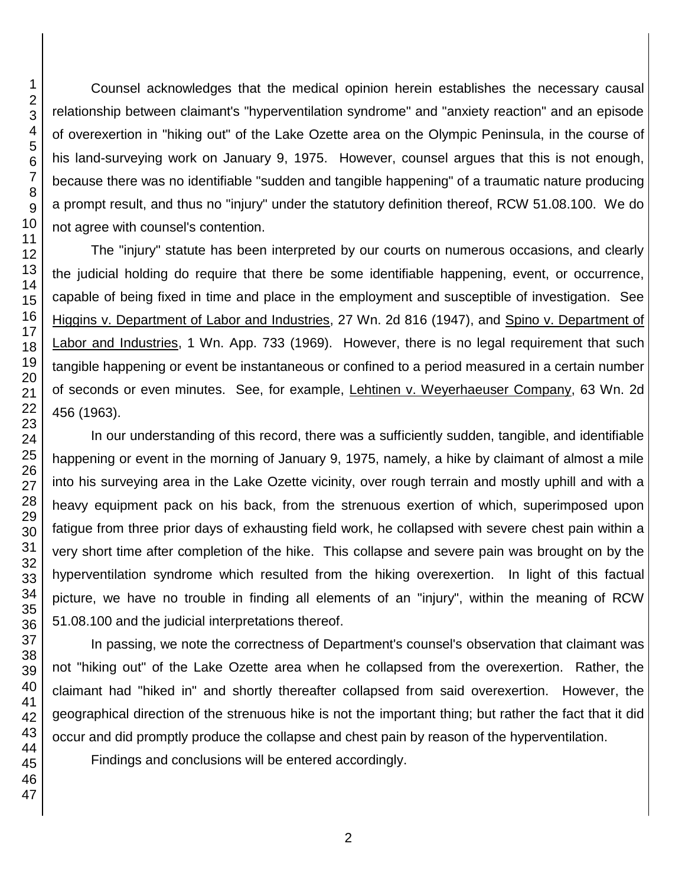Counsel acknowledges that the medical opinion herein establishes the necessary causal relationship between claimant's "hyperventilation syndrome" and "anxiety reaction" and an episode of overexertion in "hiking out" of the Lake Ozette area on the Olympic Peninsula, in the course of his land-surveying work on January 9, 1975. However, counsel argues that this is not enough, because there was no identifiable "sudden and tangible happening" of a traumatic nature producing a prompt result, and thus no "injury" under the statutory definition thereof, RCW 51.08.100. We do not agree with counsel's contention.

The "injury" statute has been interpreted by our courts on numerous occasions, and clearly the judicial holding do require that there be some identifiable happening, event, or occurrence, capable of being fixed in time and place in the employment and susceptible of investigation. See Higgins v. Department of Labor and Industries, 27 Wn. 2d 816 (1947), and Spino v. Department of Labor and Industries, 1 Wn. App. 733 (1969). However, there is no legal requirement that such tangible happening or event be instantaneous or confined to a period measured in a certain number of seconds or even minutes. See, for example, Lehtinen v. Weyerhaeuser Company, 63 Wn. 2d 456 (1963).

In our understanding of this record, there was a sufficiently sudden, tangible, and identifiable happening or event in the morning of January 9, 1975, namely, a hike by claimant of almost a mile into his surveying area in the Lake Ozette vicinity, over rough terrain and mostly uphill and with a heavy equipment pack on his back, from the strenuous exertion of which, superimposed upon fatigue from three prior days of exhausting field work, he collapsed with severe chest pain within a very short time after completion of the hike. This collapse and severe pain was brought on by the hyperventilation syndrome which resulted from the hiking overexertion. In light of this factual picture, we have no trouble in finding all elements of an "injury", within the meaning of RCW 51.08.100 and the judicial interpretations thereof.

In passing, we note the correctness of Department's counsel's observation that claimant was not "hiking out" of the Lake Ozette area when he collapsed from the overexertion. Rather, the claimant had "hiked in" and shortly thereafter collapsed from said overexertion. However, the geographical direction of the strenuous hike is not the important thing; but rather the fact that it did occur and did promptly produce the collapse and chest pain by reason of the hyperventilation.

Findings and conclusions will be entered accordingly.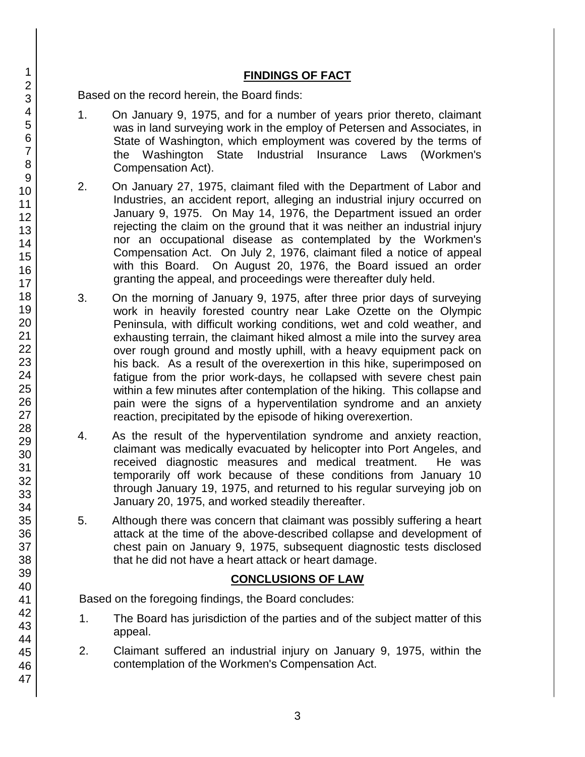## FINDINGS OF FACT

Based on the record herein, the Board finds:

1. On January 9, 1975, and for a number of years prior thereto, claimant was in land surveying work in the employ of Petersen and Associates, in State of Washington, which employment was covered by the terms of the Washington State Industrial Insurance Laws (Workmen's Compensation Act).

2. On January 27, 1975, claimant filed with the Department of Labor and Industries, an accident report, alleging an industrial injury occurred on January 9, 1975. On May 14, 1976, the Department issued an order rejecting the claim on the ground that it was neither an industrial injury nor an occupational disease as contemplated by the Workmen's Compensation Act. On July 2, 1976, claimant filed a notice of appeal with this Board. On August 20, 1976, the Board issued an order granting the appeal, and proceedings were thereafter duly held.

3. On the morning of January 9, 1975, after three prior days of surveying work in heavily forested country near Lake Ozette on the Olympic Peninsula, with difficult working conditions, wet and cold weather, and exhausting terrain, the claimant hiked almost a mile into the survey area over rough ground and mostly uphill, with a heavy equipment pack on his back. As a result of the overexertion in this hike, superimposed on fatigue from the prior work-days, he collapsed with severe chest pain within a few minutes after contemplation of the hiking. This collapse and pain were the signs of a hyperventilation syndrome and an anxiety reaction, precipitated by the episode of hiking overexertion.

4. As the result of the hyperventilation syndrome and anxiety reaction, claimant was medically evacuated by helicopter into Port Angeles, and received diagnostic measures and medical treatment. He was temporarily off work because of these conditions from January 10 through January 19, 1975, and returned to his regular surveying job on January 20, 1975, and worked steadily thereafter.

5. Although there was concern that claimant was possibly suffering a heart attack at the time of the above-described collapse and development of chest pain on January 9, 1975, subsequent diagnostic tests disclosed that he did not have a heart attack or heart damage.

## CONCLUSIONS OF LAW

Based on the foregoing findings, the Board concludes:

1. The Board has jurisdiction of the parties and of the subject matter of this appeal.

2. Claimant suffered an industrial injury on January 9, 1975, within the contemplation of the Workmen's Compensation Act.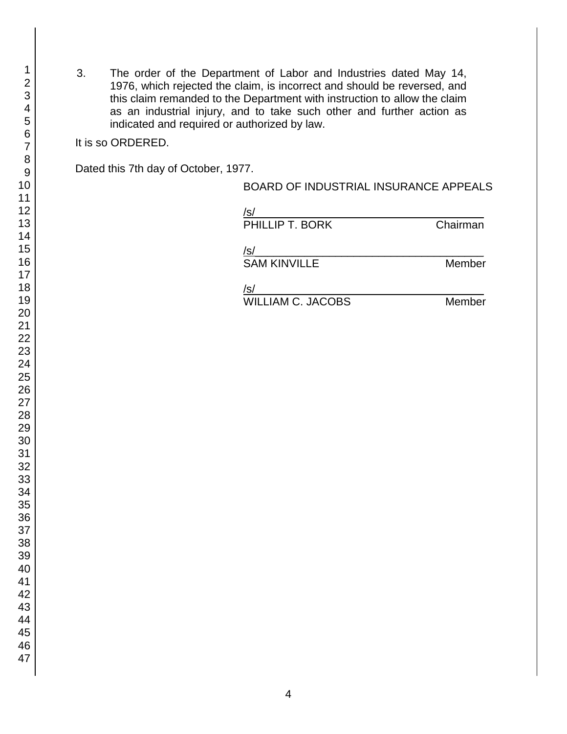3. The order of the Department of Labor and Industries dated May 14, 1976, which rejected the claim, is incorrect and should be reversed, and this claim remanded to the Department with instruction to allow the claim as an industrial injury, and to take such other and further action as indicated and required or authorized by law.

It is so ORDERED.

Dated this 7th day of October, 1977.

BOARD OF INDUSTRIAL INSURANCE APPEALS

/s/
PHILLIP T. BORK, Chairman

/s/
SAM KINVILLE, Member

/s/
WILLIAM C. JACOBS, Member